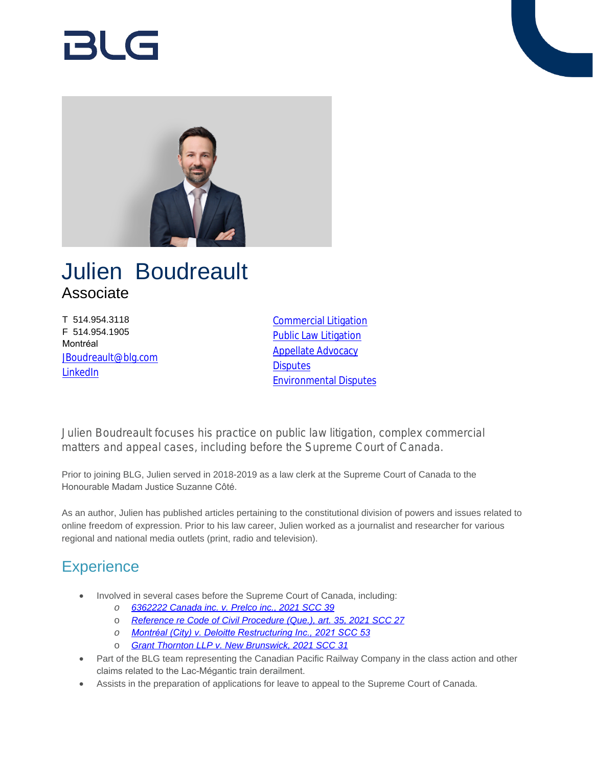BLG

# Julien Boudreault

Associate

T 514.954.3118
F 514.954.1905
Montréal
JBoudreault@blg.com
LinkedIn

Commercial Litigation
Public Law Litigation
Appellate Advocacy
Disputes
Environmental Disputes

Julien Boudreault focuses his practice on public law litigation, complex commercial matters and appeal cases, including before the Supreme Court of Canada.

Prior to joining BLG, Julien served in 2018-2019 as a law clerk at the Supreme Court of Canada to the Honourable Madam Justice Suzanne Côté.

As an author, Julien has published articles pertaining to the constitutional division of powers and issues related to online freedom of expression. Prior to his law career, Julien worked as a journalist and researcher for various regional and national media outlets (print, radio and television).

## Experience

- Involved in several cases before the Supreme Court of Canada, including:
  - *6362222 Canada inc. v. Prelco inc., 2021 SCC 39*
  - *Reference re Code of Civil Procedure (Que.), art. 35, 2021 SCC 27*
  - *Montréal (City) v. Deloitte Restructuring Inc., 2021 SCC 53*
  - *Grant Thornton LLP v. New Brunswick, 2021 SCC 31*
- Part of the BLG team representing the Canadian Pacific Railway Company in the class action and other claims related to the Lac-Mégantic train derailment.
- Assists in the preparation of applications for leave to appeal to the Supreme Court of Canada.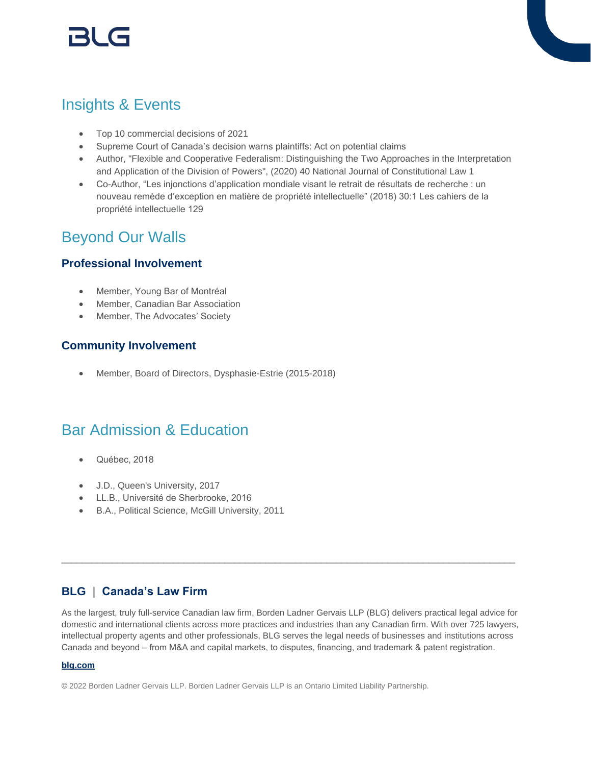## Insights & Events

- Top 10 commercial decisions of 2021
- Supreme Court of Canada's decision warns plaintiffs: Act on potential claims
- Author, "Flexible and Cooperative Federalism: Distinguishing the Two Approaches in the Interpretation and Application of the Division of Powers", (2020) 40 National Journal of Constitutional Law 1
- Co-Author, "Les injonctions d'application mondiale visant le retrait de résultats de recherche : un nouveau remède d'exception en matière de propriété intellectuelle" (2018) 30:1 Les cahiers de la propriété intellectuelle 129

## Beyond Our Walls

### Professional Involvement

- Member, Young Bar of Montréal
- Member, Canadian Bar Association
- Member, The Advocates' Society

### Community Involvement

- Member, Board of Directors, Dysphasie-Estrie (2015-2018)

## Bar Admission & Education

- Québec, 2018

- J.D., Queen's University, 2017
- LL.B., Université de Sherbrooke, 2016
- B.A., Political Science, McGill University, 2011

---

### BLG | Canada's Law Firm

As the largest, truly full-service Canadian law firm, Borden Ladner Gervais LLP (BLG) delivers practical legal advice for domestic and international clients across more practices and industries than any Canadian firm. With over 725 lawyers, intellectual property agents and other professionals, BLG serves the legal needs of businesses and institutions across Canada and beyond – from M&A and capital markets, to disputes, financing, and trademark & patent registration.

**blg.com**

© 2022 Borden Ladner Gervais LLP. Borden Ladner Gervais LLP is an Ontario Limited Liability Partnership.